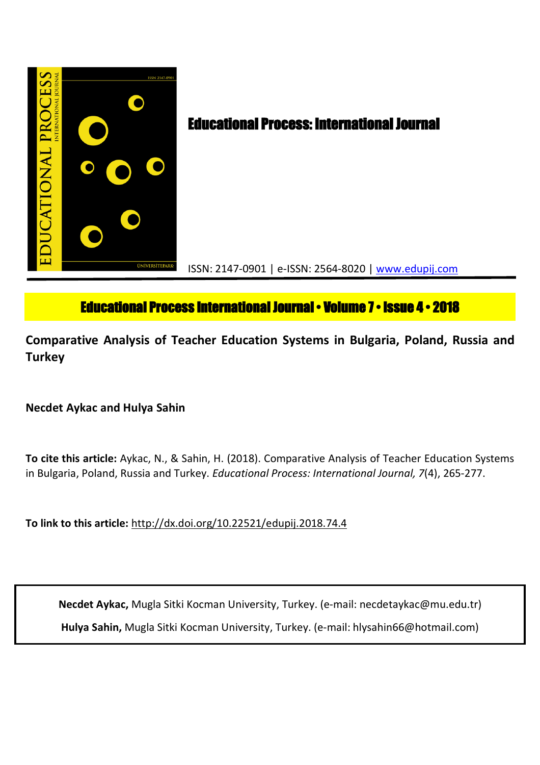# Educational Process: International Journal

ISSN: 2147-0901 | e-ISSN: 2564-8020 | www.edupij.com

**Educational Process International Journal • Volume 7 • Issue 4 • 2018**

## Comparative Analysis of Teacher Education Systems in Bulgaria, Poland, Russia and Turkey

**Necdet Aykac and Hulya Sahin**

**To cite this article:** Aykac, N., & Sahin, H. (2018). Comparative Analysis of Teacher Education Systems in Bulgaria, Poland, Russia and Turkey. *Educational Process: International Journal, 7*(4), 265-277.

**To link to this article:** http://dx.doi.org/10.22521/edupij.2018.74.4

**Necdet Aykac,** Mugla Sitki Kocman University, Turkey. (e-mail: necdetaykac@mu.edu.tr)

**Hulya Sahin,** Mugla Sitki Kocman University, Turkey. (e-mail: hlysahin66@hotmail.com)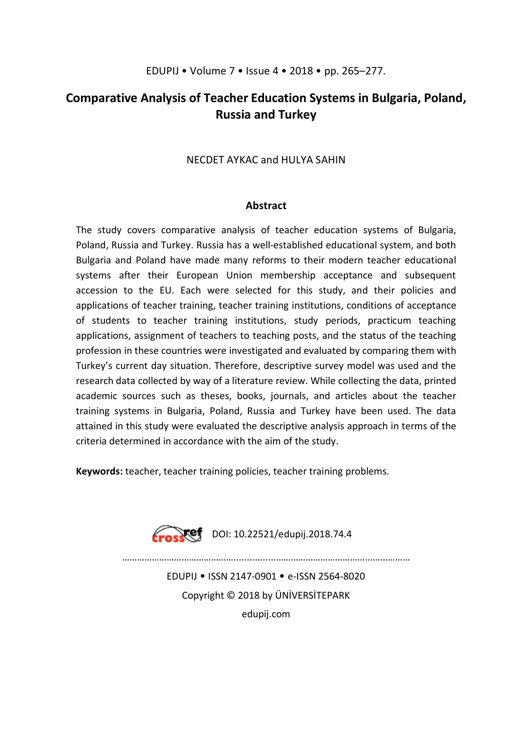# Comparative Analysis of Teacher Education Systems in Bulgaria, Poland, Russia and Turkey

NECDET AYKAC and HULYA SAHIN

## Abstract

The study covers comparative analysis of teacher education systems of Bulgaria, Poland, Russia and Turkey. Russia has a well-established educational system, and both Bulgaria and Poland have made many reforms to their modern teacher educational systems after their European Union membership acceptance and subsequent accession to the EU. Each were selected for this study, and their policies and applications of teacher training, teacher training institutions, conditions of acceptance of students to teacher training institutions, study periods, practicum teaching applications, assignment of teachers to teaching posts, and the status of the teaching profession in these countries were investigated and evaluated by comparing them with Turkey's current day situation. Therefore, descriptive survey model was used and the research data collected by way of a literature review. While collecting the data, printed academic sources such as theses, books, journals, and articles about the teacher training systems in Bulgaria, Poland, Russia and Turkey have been used. The data attained in this study were evaluated the descriptive analysis approach in terms of the criteria determined in accordance with the aim of the study.

**Keywords:** teacher, teacher training policies, teacher training problems.

DOI: 10.22521/edupij.2018.74.4

EDUPIJ • ISSN 2147-0901 • e-ISSN 2564-8020

Copyright © 2018 by ÜNİVERSİTEPARK

edupij.com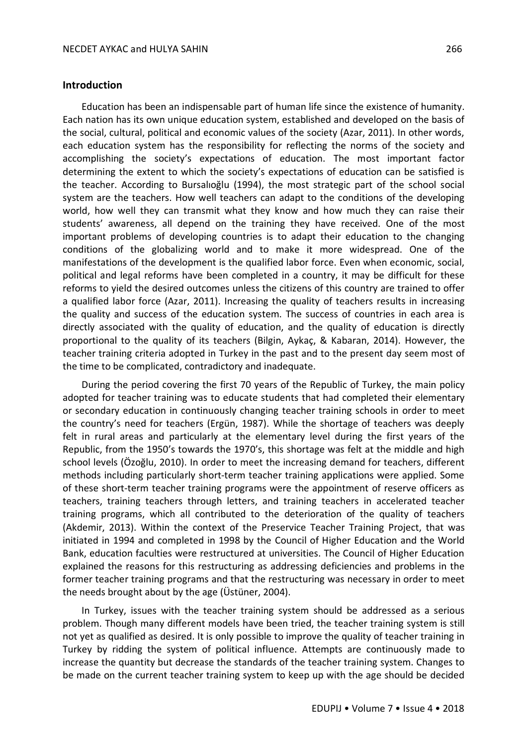## Introduction

Education has been an indispensable part of human life since the existence of humanity. Each nation has its own unique education system, established and developed on the basis of the social, cultural, political and economic values of the society (Azar, 2011). In other words, each education system has the responsibility for reflecting the norms of the society and accomplishing the society's expectations of education. The most important factor determining the extent to which the society's expectations of education can be satisfied is the teacher. According to Bursalıoğlu (1994), the most strategic part of the school social system are the teachers. How well teachers can adapt to the conditions of the developing world, how well they can transmit what they know and how much they can raise their students' awareness, all depend on the training they have received. One of the most important problems of developing countries is to adapt their education to the changing conditions of the globalizing world and to make it more widespread. One of the manifestations of the development is the qualified labor force. Even when economic, social, political and legal reforms have been completed in a country, it may be difficult for these reforms to yield the desired outcomes unless the citizens of this country are trained to offer a qualified labor force (Azar, 2011). Increasing the quality of teachers results in increasing the quality and success of the education system. The success of countries in each area is directly associated with the quality of education, and the quality of education is directly proportional to the quality of its teachers (Bilgin, Aykaç, & Kabaran, 2014). However, the teacher training criteria adopted in Turkey in the past and to the present day seem most of the time to be complicated, contradictory and inadequate.

During the period covering the first 70 years of the Republic of Turkey, the main policy adopted for teacher training was to educate students that had completed their elementary or secondary education in continuously changing teacher training schools in order to meet the country's need for teachers (Ergün, 1987). While the shortage of teachers was deeply felt in rural areas and particularly at the elementary level during the first years of the Republic, from the 1950's towards the 1970's, this shortage was felt at the middle and high school levels (Özoğlu, 2010). In order to meet the increasing demand for teachers, different methods including particularly short-term teacher training applications were applied. Some of these short-term teacher training programs were the appointment of reserve officers as teachers, training teachers through letters, and training teachers in accelerated teacher training programs, which all contributed to the deterioration of the quality of teachers (Akdemir, 2013). Within the context of the Preservice Teacher Training Project, that was initiated in 1994 and completed in 1998 by the Council of Higher Education and the World Bank, education faculties were restructured at universities. The Council of Higher Education explained the reasons for this restructuring as addressing deficiencies and problems in the former teacher training programs and that the restructuring was necessary in order to meet the needs brought about by the age (Üstüner, 2004).

In Turkey, issues with the teacher training system should be addressed as a serious problem. Though many different models have been tried, the teacher training system is still not yet as qualified as desired. It is only possible to improve the quality of teacher training in Turkey by ridding the system of political influence. Attempts are continuously made to increase the quantity but decrease the standards of the teacher training system. Changes to be made on the current teacher training system to keep up with the age should be decided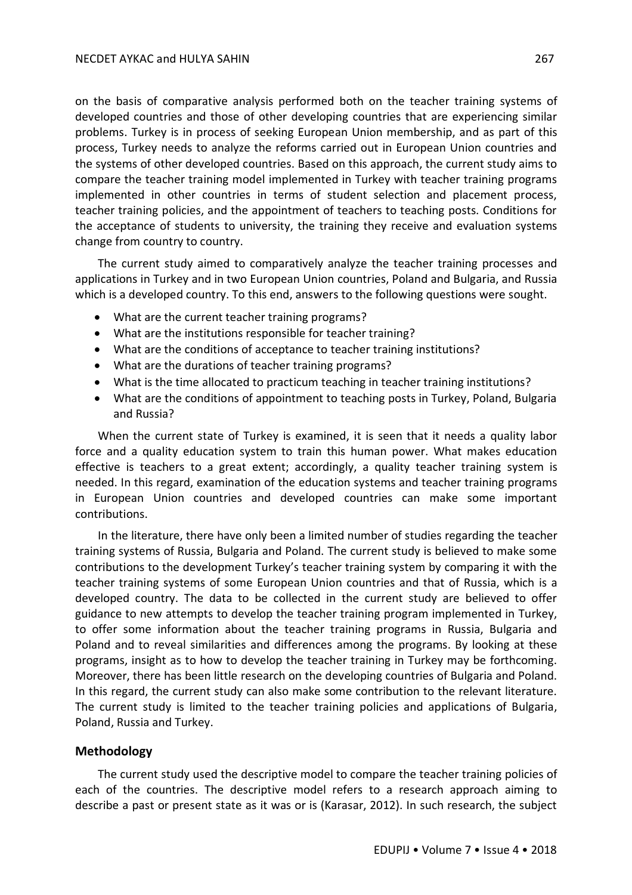on the basis of comparative analysis performed both on the teacher training systems of developed countries and those of other developing countries that are experiencing similar problems. Turkey is in process of seeking European Union membership, and as part of this process, Turkey needs to analyze the reforms carried out in European Union countries and the systems of other developed countries. Based on this approach, the current study aims to compare the teacher training model implemented in Turkey with teacher training programs implemented in other countries in terms of student selection and placement process, teacher training policies, and the appointment of teachers to teaching posts. Conditions for the acceptance of students to university, the training they receive and evaluation systems change from country to country.

The current study aimed to comparatively analyze the teacher training processes and applications in Turkey and in two European Union countries, Poland and Bulgaria, and Russia which is a developed country. To this end, answers to the following questions were sought.

- What are the current teacher training programs?
- What are the institutions responsible for teacher training?
- What are the conditions of acceptance to teacher training institutions?
- What are the durations of teacher training programs?
- What is the time allocated to practicum teaching in teacher training institutions?
- What are the conditions of appointment to teaching posts in Turkey, Poland, Bulgaria and Russia?

When the current state of Turkey is examined, it is seen that it needs a quality labor force and a quality education system to train this human power. What makes education effective is teachers to a great extent; accordingly, a quality teacher training system is needed. In this regard, examination of the education systems and teacher training programs in European Union countries and developed countries can make some important contributions.

In the literature, there have only been a limited number of studies regarding the teacher training systems of Russia, Bulgaria and Poland. The current study is believed to make some contributions to the development Turkey's teacher training system by comparing it with the teacher training systems of some European Union countries and that of Russia, which is a developed country. The data to be collected in the current study are believed to offer guidance to new attempts to develop the teacher training program implemented in Turkey, to offer some information about the teacher training programs in Russia, Bulgaria and Poland and to reveal similarities and differences among the programs. By looking at these programs, insight as to how to develop the teacher training in Turkey may be forthcoming. Moreover, there has been little research on the developing countries of Bulgaria and Poland. In this regard, the current study can also make some contribution to the relevant literature. The current study is limited to the teacher training policies and applications of Bulgaria, Poland, Russia and Turkey.

## Methodology

The current study used the descriptive model to compare the teacher training policies of each of the countries. The descriptive model refers to a research approach aiming to describe a past or present state as it was or is (Karasar, 2012). In such research, the subject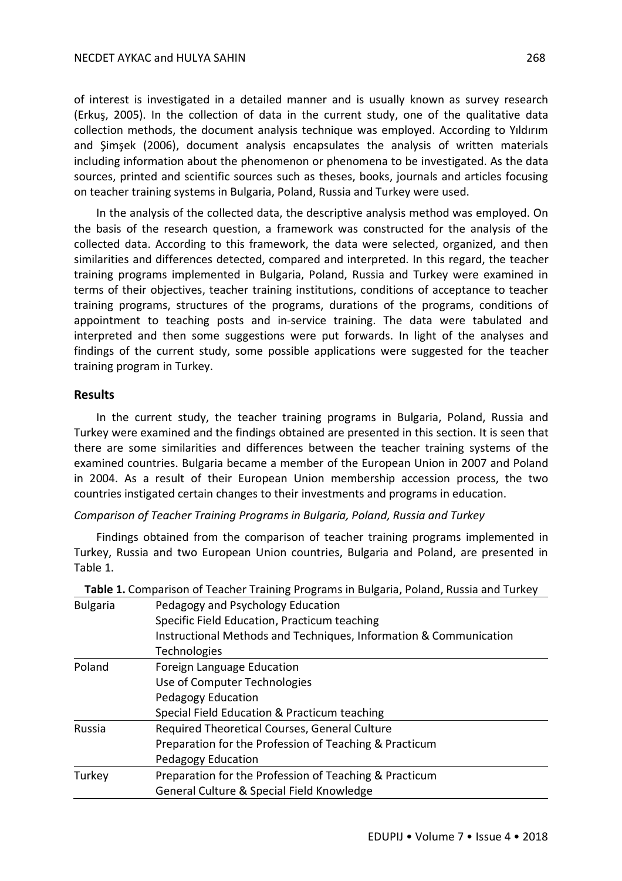of interest is investigated in a detailed manner and is usually known as survey research (Erkuş, 2005). In the collection of data in the current study, one of the qualitative data collection methods, the document analysis technique was employed. According to Yıldırım and Şimşek (2006), document analysis encapsulates the analysis of written materials including information about the phenomenon or phenomena to be investigated. As the data sources, printed and scientific sources such as theses, books, journals and articles focusing on teacher training systems in Bulgaria, Poland, Russia and Turkey were used.

In the analysis of the collected data, the descriptive analysis method was employed. On the basis of the research question, a framework was constructed for the analysis of the collected data. According to this framework, the data were selected, organized, and then similarities and differences detected, compared and interpreted. In this regard, the teacher training programs implemented in Bulgaria, Poland, Russia and Turkey were examined in terms of their objectives, teacher training institutions, conditions of acceptance to teacher training programs, structures of the programs, durations of the programs, conditions of appointment to teaching posts and in-service training. The data were tabulated and interpreted and then some suggestions were put forwards. In light of the analyses and findings of the current study, some possible applications were suggested for the teacher training program in Turkey.

## Results

In the current study, the teacher training programs in Bulgaria, Poland, Russia and Turkey were examined and the findings obtained are presented in this section. It is seen that there are some similarities and differences between the teacher training systems of the examined countries. Bulgaria became a member of the European Union in 2007 and Poland in 2004. As a result of their European Union membership accession process, the two countries instigated certain changes to their investments and programs in education.

*Comparison of Teacher Training Programs in Bulgaria, Poland, Russia and Turkey*

Findings obtained from the comparison of teacher training programs implemented in Turkey, Russia and two European Union countries, Bulgaria and Poland, are presented in Table 1.

**Table 1.** Comparison of Teacher Training Programs in Bulgaria, Poland, Russia and Turkey

| | |
|---|---|
| Bulgaria | Pedagogy and Psychology Education<br>Specific Field Education, Practicum teaching<br>Instructional Methods and Techniques, Information & Communication Technologies |
| Poland | Foreign Language Education<br>Use of Computer Technologies<br>Pedagogy Education<br>Special Field Education & Practicum teaching |
| Russia | Required Theoretical Courses, General Culture<br>Preparation for the Profession of Teaching & Practicum<br>Pedagogy Education |
| Turkey | Preparation for the Profession of Teaching & Practicum<br>General Culture & Special Field Knowledge |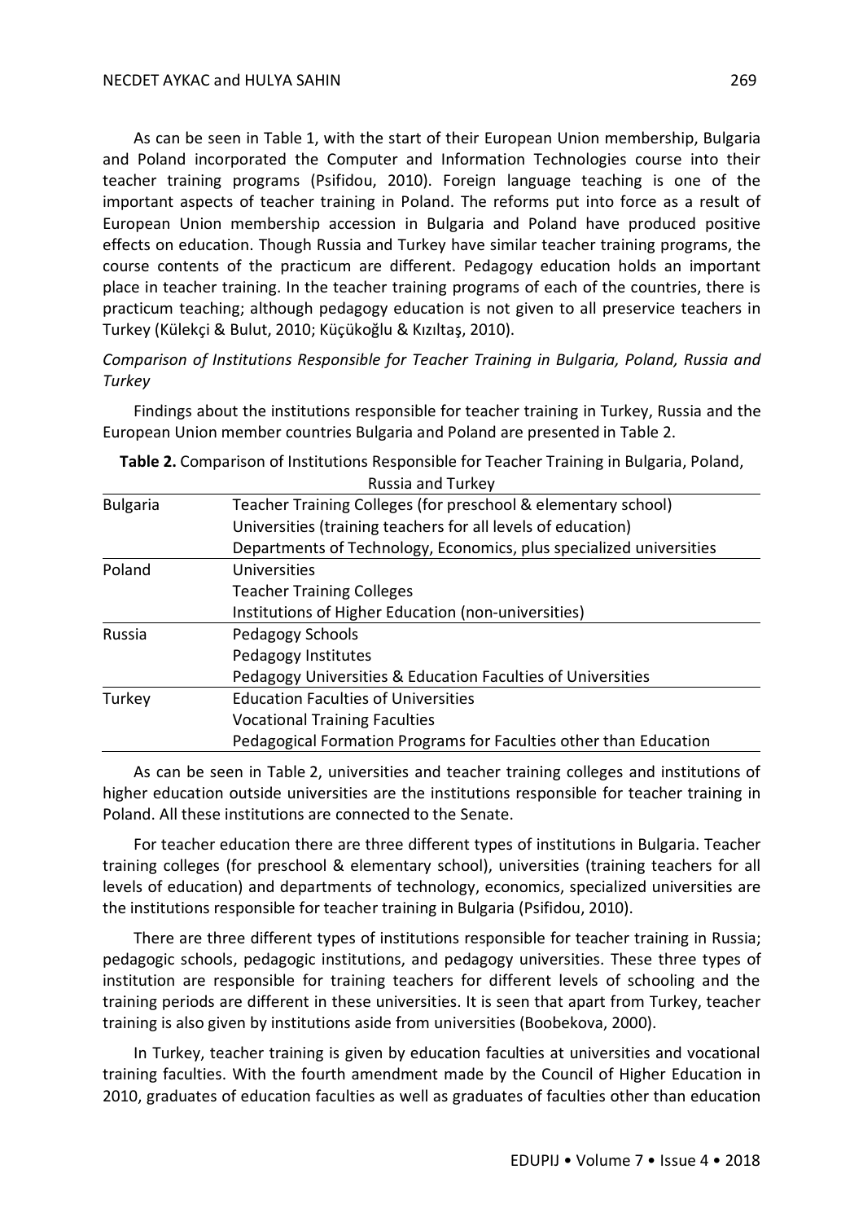As can be seen in Table 1, with the start of their European Union membership, Bulgaria and Poland incorporated the Computer and Information Technologies course into their teacher training programs (Psifidou, 2010). Foreign language teaching is one of the important aspects of teacher training in Poland. The reforms put into force as a result of European Union membership accession in Bulgaria and Poland have produced positive effects on education. Though Russia and Turkey have similar teacher training programs, the course contents of the practicum are different. Pedagogy education holds an important place in teacher training. In the teacher training programs of each of the countries, there is practicum teaching; although pedagogy education is not given to all preservice teachers in Turkey (Külekçi & Bulut, 2010; Küçükoğlu & Kızıltaş, 2010).

*Comparison of Institutions Responsible for Teacher Training in Bulgaria, Poland, Russia and Turkey*

Findings about the institutions responsible for teacher training in Turkey, Russia and the European Union member countries Bulgaria and Poland are presented in Table 2.

**Table 2.** Comparison of Institutions Responsible for Teacher Training in Bulgaria, Poland, Russia and Turkey

| | |
|---|---|
| Bulgaria | Teacher Training Colleges (for preschool & elementary school) |
| | Universities (training teachers for all levels of education) |
| | Departments of Technology, Economics, plus specialized universities |
| Poland | Universities |
| | Teacher Training Colleges |
| | Institutions of Higher Education (non-universities) |
| Russia | Pedagogy Schools |
| | Pedagogy Institutes |
| | Pedagogy Universities & Education Faculties of Universities |
| Turkey | Education Faculties of Universities |
| | Vocational Training Faculties |
| | Pedagogical Formation Programs for Faculties other than Education |

As can be seen in Table 2, universities and teacher training colleges and institutions of higher education outside universities are the institutions responsible for teacher training in Poland. All these institutions are connected to the Senate.

For teacher education there are three different types of institutions in Bulgaria. Teacher training colleges (for preschool & elementary school), universities (training teachers for all levels of education) and departments of technology, economics, specialized universities are the institutions responsible for teacher training in Bulgaria (Psifidou, 2010).

There are three different types of institutions responsible for teacher training in Russia; pedagogic schools, pedagogic institutions, and pedagogy universities. These three types of institution are responsible for training teachers for different levels of schooling and the training periods are different in these universities. It is seen that apart from Turkey, teacher training is also given by institutions aside from universities (Boobekova, 2000).

In Turkey, teacher training is given by education faculties at universities and vocational training faculties. With the fourth amendment made by the Council of Higher Education in 2010, graduates of education faculties as well as graduates of faculties other than education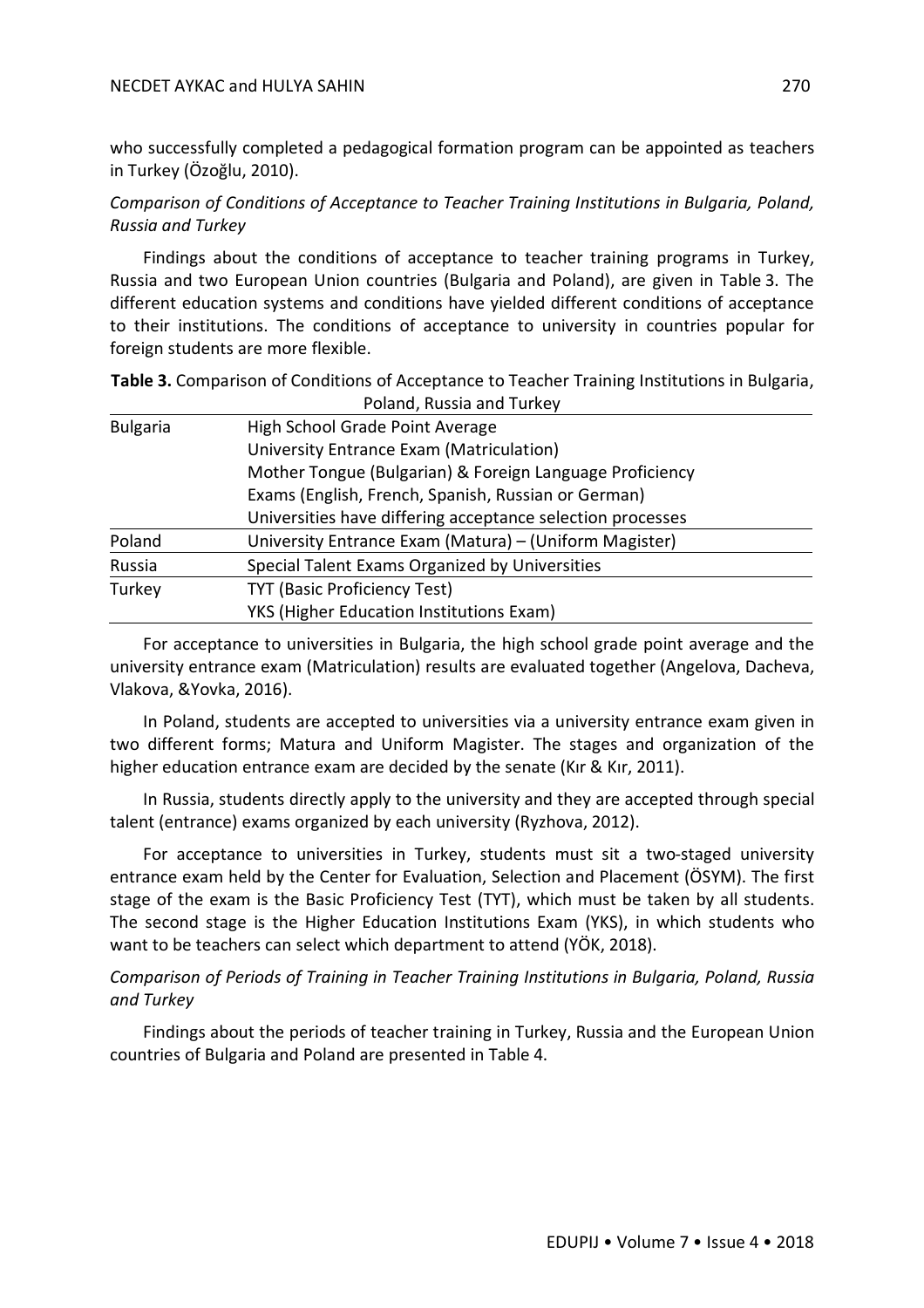who successfully completed a pedagogical formation program can be appointed as teachers in Turkey (Özoğlu, 2010).

*Comparison of Conditions of Acceptance to Teacher Training Institutions in Bulgaria, Poland, Russia and Turkey*

Findings about the conditions of acceptance to teacher training programs in Turkey, Russia and two European Union countries (Bulgaria and Poland), are given in Table 3. The different education systems and conditions have yielded different conditions of acceptance to their institutions. The conditions of acceptance to university in countries popular for foreign students are more flexible.

**Table 3.** Comparison of Conditions of Acceptance to Teacher Training Institutions in Bulgaria, Poland, Russia and Turkey

| | |
|---|---|
| Bulgaria | High School Grade Point Average<br>University Entrance Exam (Matriculation)<br>Mother Tongue (Bulgarian) & Foreign Language Proficiency Exams (English, French, Spanish, Russian or German)<br>Universities have differing acceptance selection processes |
| Poland | University Entrance Exam (Matura) – (Uniform Magister) |
| Russia | Special Talent Exams Organized by Universities |
| Turkey | TYT (Basic Proficiency Test)<br>YKS (Higher Education Institutions Exam) |

For acceptance to universities in Bulgaria, the high school grade point average and the university entrance exam (Matriculation) results are evaluated together (Angelova, Dacheva, Vlakova, &Yovka, 2016).

In Poland, students are accepted to universities via a university entrance exam given in two different forms; Matura and Uniform Magister. The stages and organization of the higher education entrance exam are decided by the senate (Kır & Kır, 2011).

In Russia, students directly apply to the university and they are accepted through special talent (entrance) exams organized by each university (Ryzhova, 2012).

For acceptance to universities in Turkey, students must sit a two-staged university entrance exam held by the Center for Evaluation, Selection and Placement (ÖSYM). The first stage of the exam is the Basic Proficiency Test (TYT), which must be taken by all students. The second stage is the Higher Education Institutions Exam (YKS), in which students who want to be teachers can select which department to attend (YÖK, 2018).

*Comparison of Periods of Training in Teacher Training Institutions in Bulgaria, Poland, Russia and Turkey*

Findings about the periods of teacher training in Turkey, Russia and the European Union countries of Bulgaria and Poland are presented in Table 4.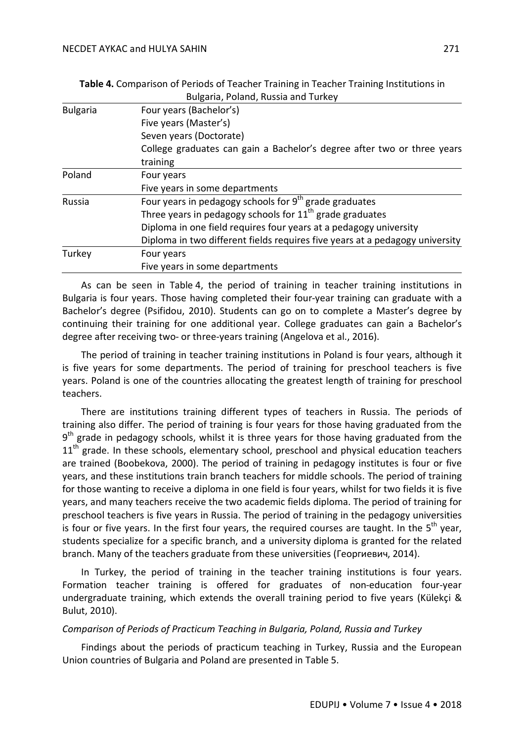**Table 4.** Comparison of Periods of Teacher Training in Teacher Training Institutions in Bulgaria, Poland, Russia and Turkey

| Country | Period |
|---|---|
| Bulgaria | Four years (Bachelor's)<br>Five years (Master's)<br>Seven years (Doctorate)<br>College graduates can gain a Bachelor's degree after two or three years training |
| Poland | Four years<br>Five years in some departments |
| Russia | Four years in pedagogy schools for 9th grade graduates<br>Three years in pedagogy schools for 11th grade graduates<br>Diploma in one field requires four years at a pedagogy university<br>Diploma in two different fields requires five years at a pedagogy university |
| Turkey | Four years<br>Five years in some departments |

As can be seen in Table 4, the period of training in teacher training institutions in Bulgaria is four years. Those having completed their four-year training can graduate with a Bachelor's degree (Psifidou, 2010). Students can go on to complete a Master's degree by continuing their training for one additional year. College graduates can gain a Bachelor's degree after receiving two- or three-years training (Angelova et al., 2016).

The period of training in teacher training institutions in Poland is four years, although it is five years for some departments. The period of training for preschool teachers is five years. Poland is one of the countries allocating the greatest length of training for preschool teachers.

There are institutions training different types of teachers in Russia. The periods of training also differ. The period of training is four years for those having graduated from the 9th grade in pedagogy schools, whilst it is three years for those having graduated from the 11th grade. In these schools, elementary school, preschool and physical education teachers are trained (Boobekova, 2000). The period of training in pedagogy institutes is four or five years, and these institutions train branch teachers for middle schools. The period of training for those wanting to receive a diploma in one field is four years, whilst for two fields it is five years, and many teachers receive the two academic fields diploma. The period of training for preschool teachers is five years in Russia. The period of training in the pedagogy universities is four or five years. In the first four years, the required courses are taught. In the 5th year, students specialize for a specific branch, and a university diploma is granted for the related branch. Many of the teachers graduate from these universities (Георгиевич, 2014).

In Turkey, the period of training in the teacher training institutions is four years. Formation teacher training is offered for graduates of non-education four-year undergraduate training, which extends the overall training period to five years (Külekçi & Bulut, 2010).

*Comparison of Periods of Practicum Teaching in Bulgaria, Poland, Russia and Turkey*

Findings about the periods of practicum teaching in Turkey, Russia and the European Union countries of Bulgaria and Poland are presented in Table 5.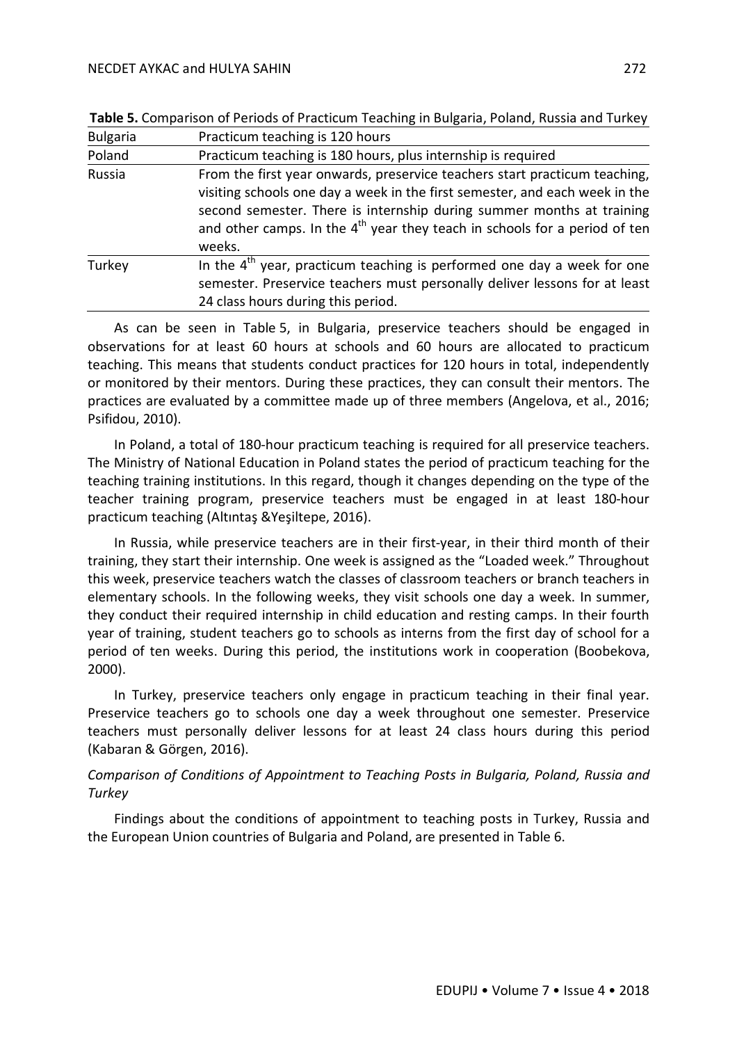**Table 5.** Comparison of Periods of Practicum Teaching in Bulgaria, Poland, Russia and Turkey

| | |
|---|---|
| Bulgaria | Practicum teaching is 120 hours |
| Poland | Practicum teaching is 180 hours, plus internship is required |
| Russia | From the first year onwards, preservice teachers start practicum teaching, visiting schools one day a week in the first semester, and each week in the second semester. There is internship during summer months at training and other camps. In the 4th year they teach in schools for a period of ten weeks. |
| Turkey | In the 4th year, practicum teaching is performed one day a week for one semester. Preservice teachers must personally deliver lessons for at least 24 class hours during this period. |

As can be seen in Table 5, in Bulgaria, preservice teachers should be engaged in observations for at least 60 hours at schools and 60 hours are allocated to practicum teaching. This means that students conduct practices for 120 hours in total, independently or monitored by their mentors. During these practices, they can consult their mentors. The practices are evaluated by a committee made up of three members (Angelova, et al., 2016; Psifidou, 2010).

In Poland, a total of 180-hour practicum teaching is required for all preservice teachers. The Ministry of National Education in Poland states the period of practicum teaching for the teaching training institutions. In this regard, though it changes depending on the type of the teacher training program, preservice teachers must be engaged in at least 180-hour practicum teaching (Altıntaş &Yeşiltepe, 2016).

In Russia, while preservice teachers are in their first-year, in their third month of their training, they start their internship. One week is assigned as the "Loaded week." Throughout this week, preservice teachers watch the classes of classroom teachers or branch teachers in elementary schools. In the following weeks, they visit schools one day a week. In summer, they conduct their required internship in child education and resting camps. In their fourth year of training, student teachers go to schools as interns from the first day of school for a period of ten weeks. During this period, the institutions work in cooperation (Boobekova, 2000).

In Turkey, preservice teachers only engage in practicum teaching in their final year. Preservice teachers go to schools one day a week throughout one semester. Preservice teachers must personally deliver lessons for at least 24 class hours during this period (Kabaran & Görgen, 2016).

*Comparison of Conditions of Appointment to Teaching Posts in Bulgaria, Poland, Russia and Turkey*

Findings about the conditions of appointment to teaching posts in Turkey, Russia and the European Union countries of Bulgaria and Poland, are presented in Table 6.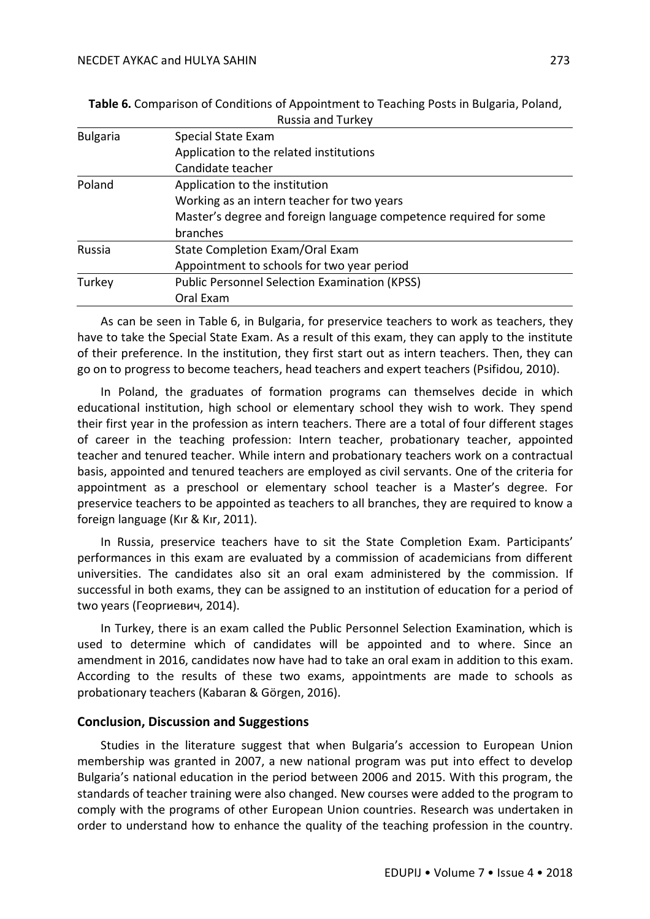**Table 6.** Comparison of Conditions of Appointment to Teaching Posts in Bulgaria, Poland, Russia and Turkey

| | |
|---|---|
| Bulgaria | Special State Exam<br>Application to the related institutions<br>Candidate teacher |
| Poland | Application to the institution<br>Working as an intern teacher for two years<br>Master's degree and foreign language competence required for some branches |
| Russia | State Completion Exam/Oral Exam<br>Appointment to schools for two year period |
| Turkey | Public Personnel Selection Examination (KPSS)<br>Oral Exam |

As can be seen in Table 6, in Bulgaria, for preservice teachers to work as teachers, they have to take the Special State Exam. As a result of this exam, they can apply to the institute of their preference. In the institution, they first start out as intern teachers. Then, they can go on to progress to become teachers, head teachers and expert teachers (Psifidou, 2010).

In Poland, the graduates of formation programs can themselves decide in which educational institution, high school or elementary school they wish to work. They spend their first year in the profession as intern teachers. There are a total of four different stages of career in the teaching profession: Intern teacher, probationary teacher, appointed teacher and tenured teacher. While intern and probationary teachers work on a contractual basis, appointed and tenured teachers are employed as civil servants. One of the criteria for appointment as a preschool or elementary school teacher is a Master's degree. For preservice teachers to be appointed as teachers to all branches, they are required to know a foreign language (Kır & Kır, 2011).

In Russia, preservice teachers have to sit the State Completion Exam. Participants' performances in this exam are evaluated by a commission of academicians from different universities. The candidates also sit an oral exam administered by the commission. If successful in both exams, they can be assigned to an institution of education for a period of two years (Георгиевич, 2014).

In Turkey, there is an exam called the Public Personnel Selection Examination, which is used to determine which of candidates will be appointed and to where. Since an amendment in 2016, candidates now have had to take an oral exam in addition to this exam. According to the results of these two exams, appointments are made to schools as probationary teachers (Kabaran & Görgen, 2016).

## Conclusion, Discussion and Suggestions

Studies in the literature suggest that when Bulgaria's accession to European Union membership was granted in 2007, a new national program was put into effect to develop Bulgaria's national education in the period between 2006 and 2015. With this program, the standards of teacher training were also changed. New courses were added to the program to comply with the programs of other European Union countries. Research was undertaken in order to understand how to enhance the quality of the teaching profession in the country.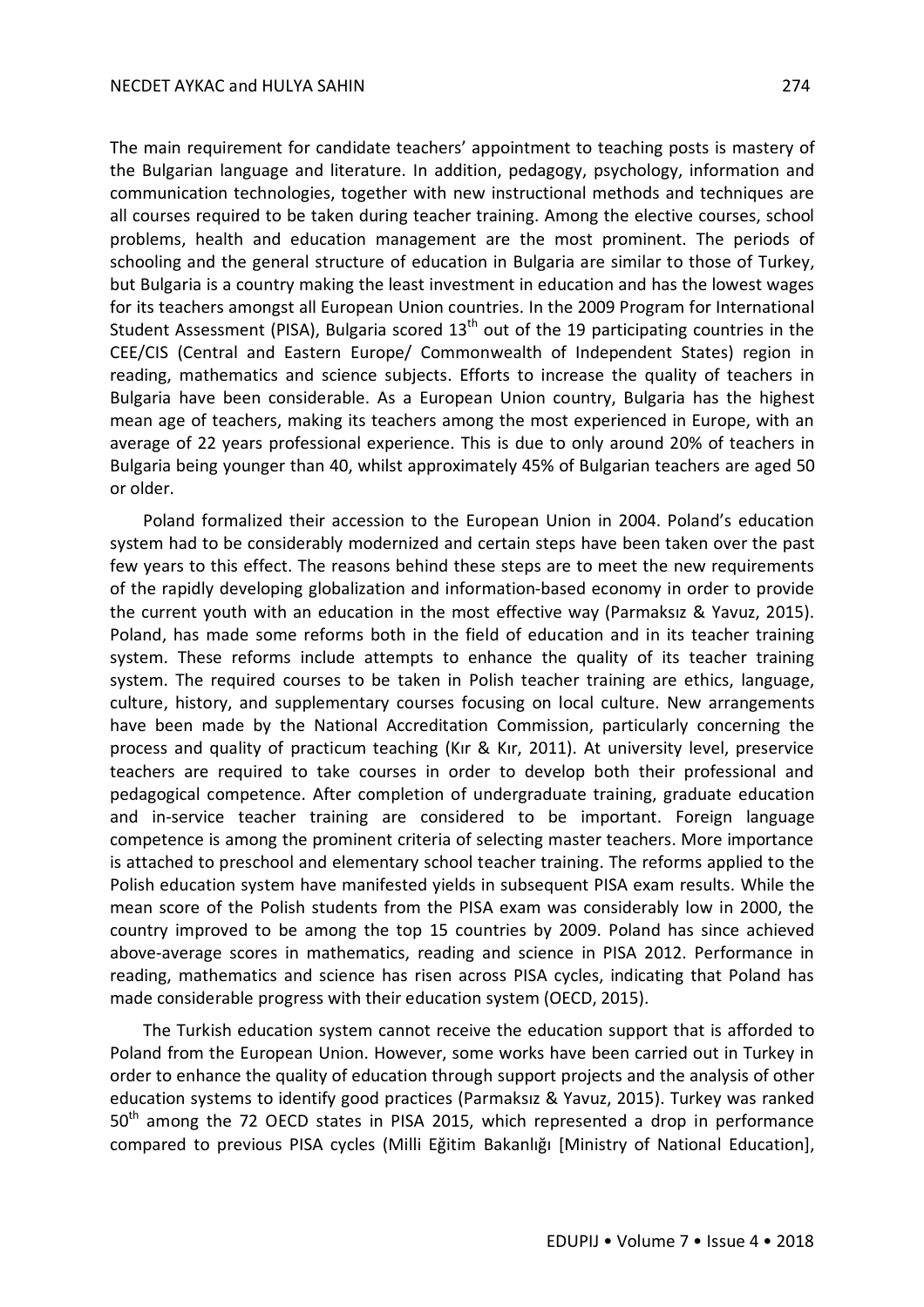The main requirement for candidate teachers' appointment to teaching posts is mastery of the Bulgarian language and literature. In addition, pedagogy, psychology, information and communication technologies, together with new instructional methods and techniques are all courses required to be taken during teacher training. Among the elective courses, school problems, health and education management are the most prominent. The periods of schooling and the general structure of education in Bulgaria are similar to those of Turkey, but Bulgaria is a country making the least investment in education and has the lowest wages for its teachers amongst all European Union countries. In the 2009 Program for International Student Assessment (PISA), Bulgaria scored 13th out of the 19 participating countries in the CEE/CIS (Central and Eastern Europe/ Commonwealth of Independent States) region in reading, mathematics and science subjects. Efforts to increase the quality of teachers in Bulgaria have been considerable. As a European Union country, Bulgaria has the highest mean age of teachers, making its teachers among the most experienced in Europe, with an average of 22 years professional experience. This is due to only around 20% of teachers in Bulgaria being younger than 40, whilst approximately 45% of Bulgarian teachers are aged 50 or older.

Poland formalized their accession to the European Union in 2004. Poland's education system had to be considerably modernized and certain steps have been taken over the past few years to this effect. The reasons behind these steps are to meet the new requirements of the rapidly developing globalization and information-based economy in order to provide the current youth with an education in the most effective way (Parmaksız & Yavuz, 2015). Poland, has made some reforms both in the field of education and in its teacher training system. These reforms include attempts to enhance the quality of its teacher training system. The required courses to be taken in Polish teacher training are ethics, language, culture, history, and supplementary courses focusing on local culture. New arrangements have been made by the National Accreditation Commission, particularly concerning the process and quality of practicum teaching (Kır & Kır, 2011). At university level, preservice teachers are required to take courses in order to develop both their professional and pedagogical competence. After completion of undergraduate training, graduate education and in-service teacher training are considered to be important. Foreign language competence is among the prominent criteria of selecting master teachers. More importance is attached to preschool and elementary school teacher training. The reforms applied to the Polish education system have manifested yields in subsequent PISA exam results. While the mean score of the Polish students from the PISA exam was considerably low in 2000, the country improved to be among the top 15 countries by 2009. Poland has since achieved above-average scores in mathematics, reading and science in PISA 2012. Performance in reading, mathematics and science has risen across PISA cycles, indicating that Poland has made considerable progress with their education system (OECD, 2015).

The Turkish education system cannot receive the education support that is afforded to Poland from the European Union. However, some works have been carried out in Turkey in order to enhance the quality of education through support projects and the analysis of other education systems to identify good practices (Parmaksız & Yavuz, 2015). Turkey was ranked 50th among the 72 OECD states in PISA 2015, which represented a drop in performance compared to previous PISA cycles (Milli Eğitim Bakanlığı [Ministry of National Education],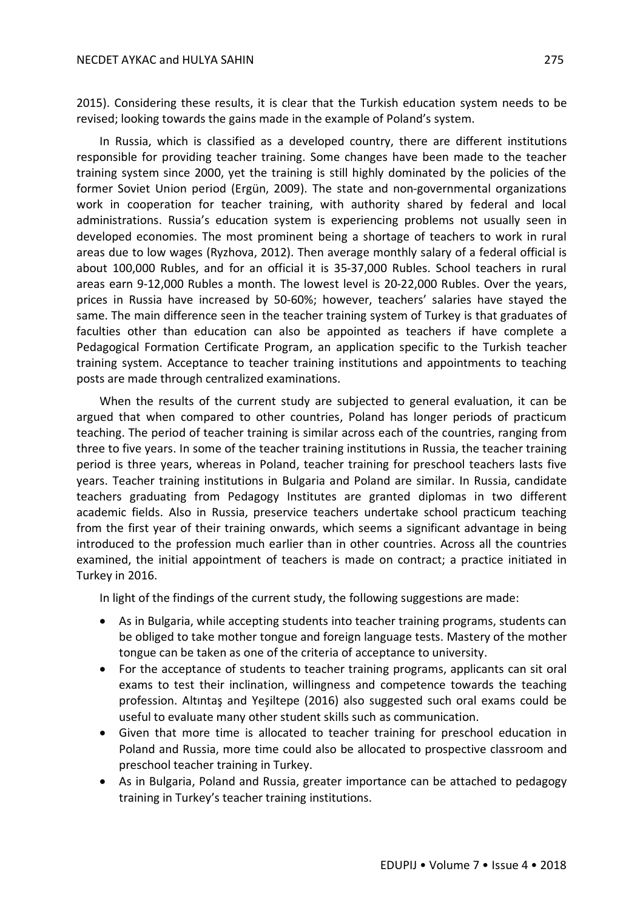2015). Considering these results, it is clear that the Turkish education system needs to be revised; looking towards the gains made in the example of Poland's system.

In Russia, which is classified as a developed country, there are different institutions responsible for providing teacher training. Some changes have been made to the teacher training system since 2000, yet the training is still highly dominated by the policies of the former Soviet Union period (Ergün, 2009). The state and non-governmental organizations work in cooperation for teacher training, with authority shared by federal and local administrations. Russia's education system is experiencing problems not usually seen in developed economies. The most prominent being a shortage of teachers to work in rural areas due to low wages (Ryzhova, 2012). Then average monthly salary of a federal official is about 100,000 Rubles, and for an official it is 35-37,000 Rubles. School teachers in rural areas earn 9-12,000 Rubles a month. The lowest level is 20-22,000 Rubles. Over the years, prices in Russia have increased by 50-60%; however, teachers' salaries have stayed the same. The main difference seen in the teacher training system of Turkey is that graduates of faculties other than education can also be appointed as teachers if have complete a Pedagogical Formation Certificate Program, an application specific to the Turkish teacher training system. Acceptance to teacher training institutions and appointments to teaching posts are made through centralized examinations.

When the results of the current study are subjected to general evaluation, it can be argued that when compared to other countries, Poland has longer periods of practicum teaching. The period of teacher training is similar across each of the countries, ranging from three to five years. In some of the teacher training institutions in Russia, the teacher training period is three years, whereas in Poland, teacher training for preschool teachers lasts five years. Teacher training institutions in Bulgaria and Poland are similar. In Russia, candidate teachers graduating from Pedagogy Institutes are granted diplomas in two different academic fields. Also in Russia, preservice teachers undertake school practicum teaching from the first year of their training onwards, which seems a significant advantage in being introduced to the profession much earlier than in other countries. Across all the countries examined, the initial appointment of teachers is made on contract; a practice initiated in Turkey in 2016.

In light of the findings of the current study, the following suggestions are made:

- As in Bulgaria, while accepting students into teacher training programs, students can be obliged to take mother tongue and foreign language tests. Mastery of the mother tongue can be taken as one of the criteria of acceptance to university.
- For the acceptance of students to teacher training programs, applicants can sit oral exams to test their inclination, willingness and competence towards the teaching profession. Altıntaş and Yeşiltepe (2016) also suggested such oral exams could be useful to evaluate many other student skills such as communication.
- Given that more time is allocated to teacher training for preschool education in Poland and Russia, more time could also be allocated to prospective classroom and preschool teacher training in Turkey.
- As in Bulgaria, Poland and Russia, greater importance can be attached to pedagogy training in Turkey's teacher training institutions.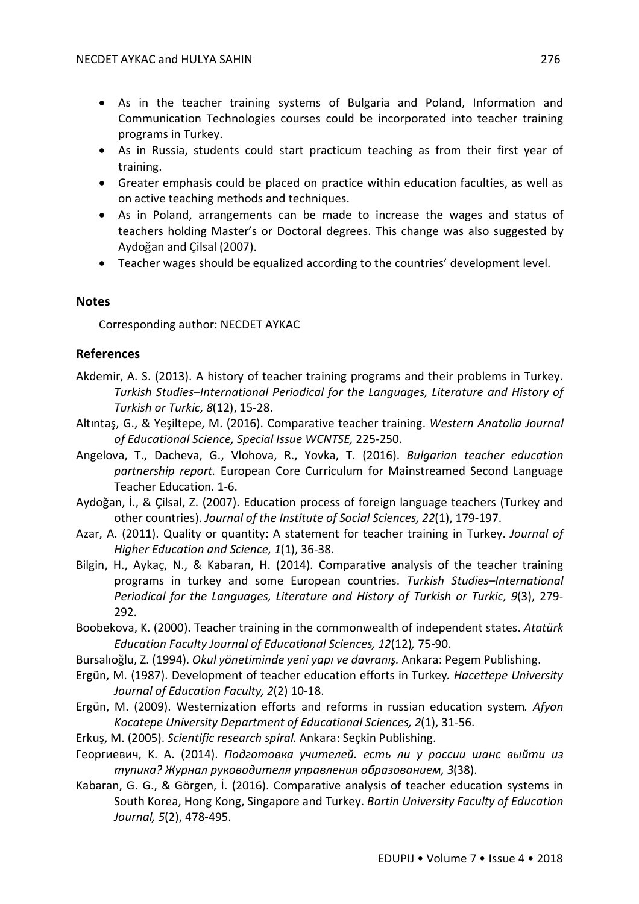- As in the teacher training systems of Bulgaria and Poland, Information and Communication Technologies courses could be incorporated into teacher training programs in Turkey.
- As in Russia, students could start practicum teaching as from their first year of training.
- Greater emphasis could be placed on practice within education faculties, as well as on active teaching methods and techniques.
- As in Poland, arrangements can be made to increase the wages and status of teachers holding Master's or Doctoral degrees. This change was also suggested by Aydoğan and Çilsal (2007).
- Teacher wages should be equalized according to the countries' development level.

## Notes

Corresponding author: NECDET AYKAC

## References

Akdemir, A. S. (2013). A history of teacher training programs and their problems in Turkey. *Turkish Studies–International Periodical for the Languages, Literature and History of Turkish or Turkic, 8*(12), 15-28.

Altıntaş, G., & Yeşiltepe, M. (2016). Comparative teacher training. *Western Anatolia Journal of Educational Science, Special Issue WCNTSE,* 225-250.

Angelova, T., Dacheva, G., Vlohova, R., Yovka, T. (2016). *Bulgarian teacher education partnership report.* European Core Curriculum for Mainstreamed Second Language Teacher Education. 1-6.

Aydoğan, İ., & Çilsal, Z. (2007). Education process of foreign language teachers (Turkey and other countries). *Journal of the Institute of Social Sciences, 22*(1), 179-197.

Azar, A. (2011). Quality or quantity: A statement for teacher training in Turkey. *Journal of Higher Education and Science, 1*(1), 36-38.

Bilgin, H., Aykaç, N., & Kabaran, H. (2014). Comparative analysis of the teacher training programs in turkey and some European countries. *Turkish Studies–International Periodical for the Languages, Literature and History of Turkish or Turkic, 9*(3), 279-292.

Boobekova, K. (2000). Teacher training in the commonwealth of independent states. *Atatürk Education Faculty Journal of Educational Sciences, 12*(12)*,* 75-90.

Bursalıoğlu, Z. (1994). *Okul yönetiminde yeni yapı ve davranış.* Ankara: Pegem Publishing.

Ergün, M. (1987). Development of teacher education efforts in Turkey*. Hacettepe University Journal of Education Faculty, 2*(2) 10-18.

Ergün, M. (2009). Westernization efforts and reforms in russian education system*. Afyon Kocatepe University Department of Educational Sciences, 2*(1), 31-56.

Erkuş, M. (2005). *Scientific research spiral.* Ankara: Seçkin Publishing.

Георгиевич, К. А. (2014). *Подготовка учителей. есть ли у россии шанс выйти из тупика? Журнал руководителя управления образованием, 3*(38).

Kabaran, G. G., & Görgen, İ. (2016). Comparative analysis of teacher education systems in South Korea, Hong Kong, Singapore and Turkey. *Bartin University Faculty of Education Journal, 5*(2), 478-495.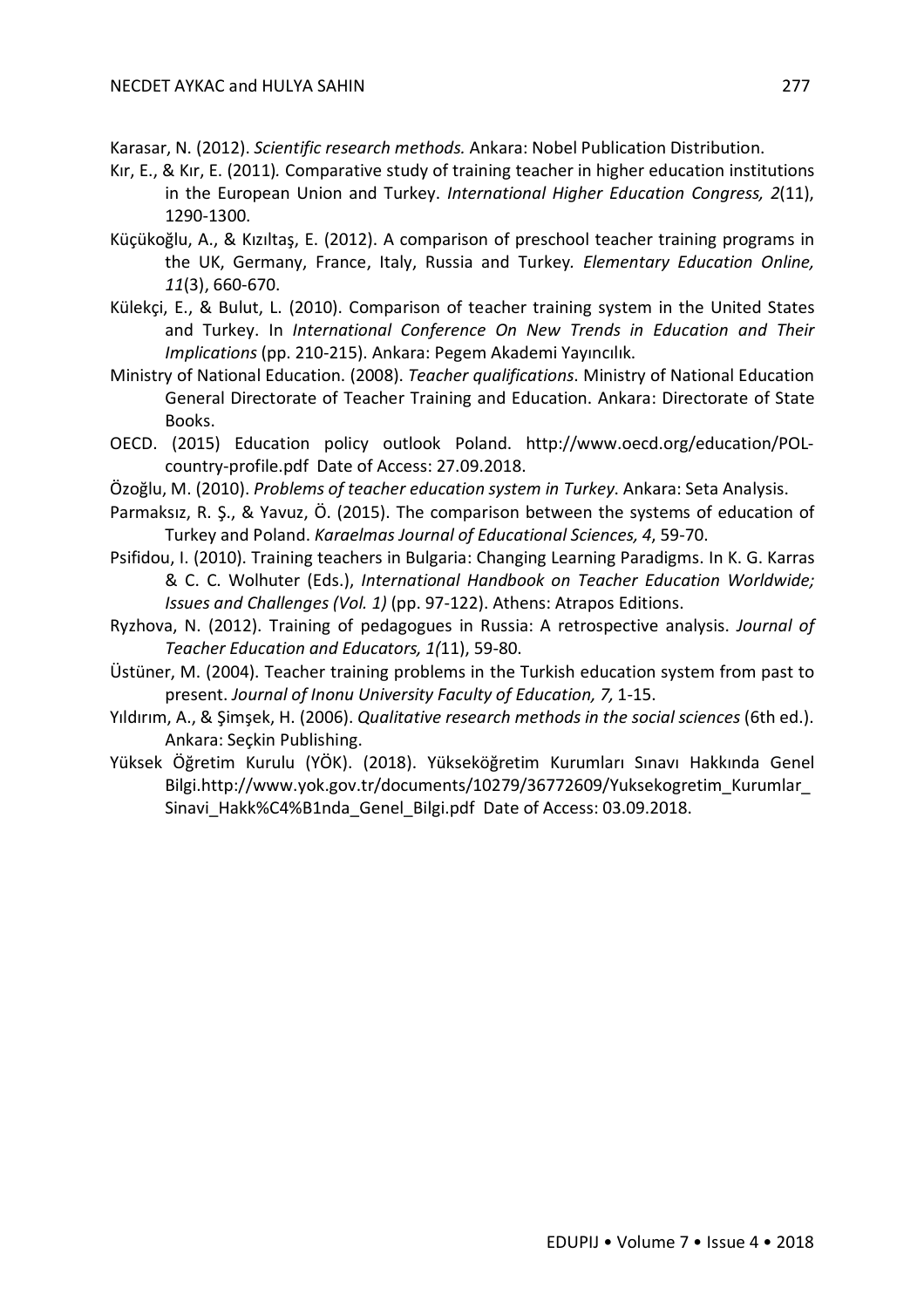Karasar, N. (2012). *Scientific research methods.* Ankara: Nobel Publication Distribution.

Kır, E., & Kır, E. (2011). Comparative study of training teacher in higher education institutions in the European Union and Turkey. *International Higher Education Congress, 2*(11), 1290-1300.

Küçükoğlu, A., & Kızıltaş, E. (2012). A comparison of preschool teacher training programs in the UK, Germany, France, Italy, Russia and Turkey. *Elementary Education Online, 11*(3), 660-670.

Külekçi, E., & Bulut, L. (2010). Comparison of teacher training system in the United States and Turkey. In *International Conference On New Trends in Education and Their Implications* (pp. 210-215). Ankara: Pegem Akademi Yayıncılık.

Ministry of National Education. (2008). *Teacher qualifications*. Ministry of National Education General Directorate of Teacher Training and Education. Ankara: Directorate of State Books.

OECD. (2015) Education policy outlook Poland. http://www.oecd.org/education/POL-country-profile.pdf Date of Access: 27.09.2018.

Özoğlu, M. (2010). *Problems of teacher education system in Turkey*. Ankara: Seta Analysis.

Parmaksız, R. Ş., & Yavuz, Ö. (2015). The comparison between the systems of education of Turkey and Poland. *Karaelmas Journal of Educational Sciences, 4*, 59-70.

Psifidou, I. (2010). Training teachers in Bulgaria: Changing Learning Paradigms. In K. G. Karras & C. C. Wolhuter (Eds.), *International Handbook on Teacher Education Worldwide; Issues and Challenges (Vol. 1)* (pp. 97-122). Athens: Atrapos Editions.

Ryzhova, N. (2012). Training of pedagogues in Russia: A retrospective analysis. *Journal of Teacher Education and Educators, 1(*11), 59-80.

Üstüner, M. (2004). Teacher training problems in the Turkish education system from past to present. *Journal of Inonu University Faculty of Education, 7,* 1-15.

Yıldırım, A., & Şimşek, H. (2006). *Qualitative research methods in the social sciences* (6th ed.). Ankara: Seçkin Publishing.

Yüksek Öğretim Kurulu (YÖK). (2018). Yükseköğretim Kurumları Sınavı Hakkında Genel Bilgi.http://www.yok.gov.tr/documents/10279/36772609/Yuksekogretim_Kurumlar_Sinavi_Hakk%C4%B1nda_Genel_Bilgi.pdf Date of Access: 03.09.2018.